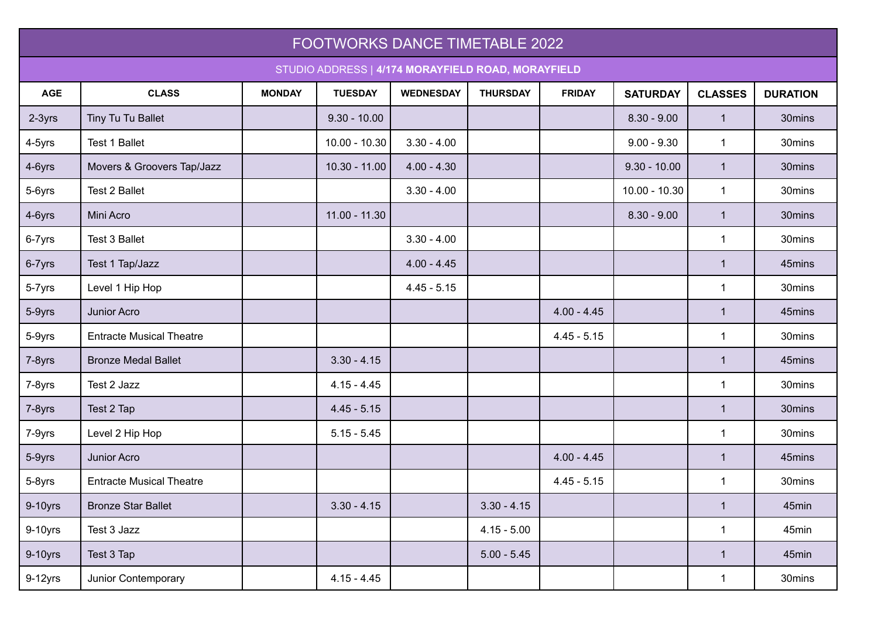| FOOTWORKS DANCE TIMETABLE 2022 | | | | | | | | | |
|---|---|---|---|---|---|---|---|---|---|
| STUDIO ADDRESS \| **4/174 MORAYFIELD ROAD, MORAYFIELD** | | | | | | | | | |
| **AGE** | **CLASS** | **MONDAY** | **TUESDAY** | **WEDNESDAY** | **THURSDAY** | **FRIDAY** | **SATURDAY** | **CLASSES** | **DURATION** |
| 2-3yrs | Tiny Tu Tu Ballet | | 9.30 - 10.00 | | | | 8.30 - 9.00 | 1 | 30mins |
| 4-5yrs | Test 1 Ballet | | 10.00 - 10.30 | 3.30 - 4.00 | | | 9.00 - 9.30 | 1 | 30mins |
| 4-6yrs | Movers & Groovers Tap/Jazz | | 10.30 - 11.00 | 4.00 - 4.30 | | | 9.30 - 10.00 | 1 | 30mins |
| 5-6yrs | Test 2 Ballet | | | 3.30 - 4.00 | | | 10.00 - 10.30 | 1 | 30mins |
| 4-6yrs | Mini Acro | | 11.00 - 11.30 | | | | 8.30 - 9.00 | 1 | 30mins |
| 6-7yrs | Test 3 Ballet | | | 3.30 - 4.00 | | | | 1 | 30mins |
| 6-7yrs | Test 1 Tap/Jazz | | | 4.00 - 4.45 | | | | 1 | 45mins |
| 5-7yrs | Level 1 Hip Hop | | | 4.45 - 5.15 | | | | 1 | 30mins |
| 5-9yrs | Junior Acro | | | | | 4.00 - 4.45 | | 1 | 45mins |
| 5-9yrs | Entracte Musical Theatre | | | | | 4.45 - 5.15 | | 1 | 30mins |
| 7-8yrs | Bronze Medal Ballet | | 3.30 - 4.15 | | | | | 1 | 45mins |
| 7-8yrs | Test 2 Jazz | | 4.15 - 4.45 | | | | | 1 | 30mins |
| 7-8yrs | Test 2 Tap | | 4.45 - 5.15 | | | | | 1 | 30mins |
| 7-9yrs | Level 2 Hip Hop | | 5.15 - 5.45 | | | | | 1 | 30mins |
| 5-9yrs | Junior Acro | | | | | 4.00 - 4.45 | | 1 | 45mins |
| 5-8yrs | Entracte Musical Theatre | | | | | 4.45 - 5.15 | | 1 | 30mins |
| 9-10yrs | Bronze Star Ballet | | 3.30 - 4.15 | | 3.30 - 4.15 | | | 1 | 45min |
| 9-10yrs | Test 3 Jazz | | | | 4.15 - 5.00 | | | 1 | 45min |
| 9-10yrs | Test 3 Tap | | | | 5.00 - 5.45 | | | 1 | 45min |
| 9-12yrs | Junior Contemporary | | 4.15 - 4.45 | | | | | 1 | 30mins |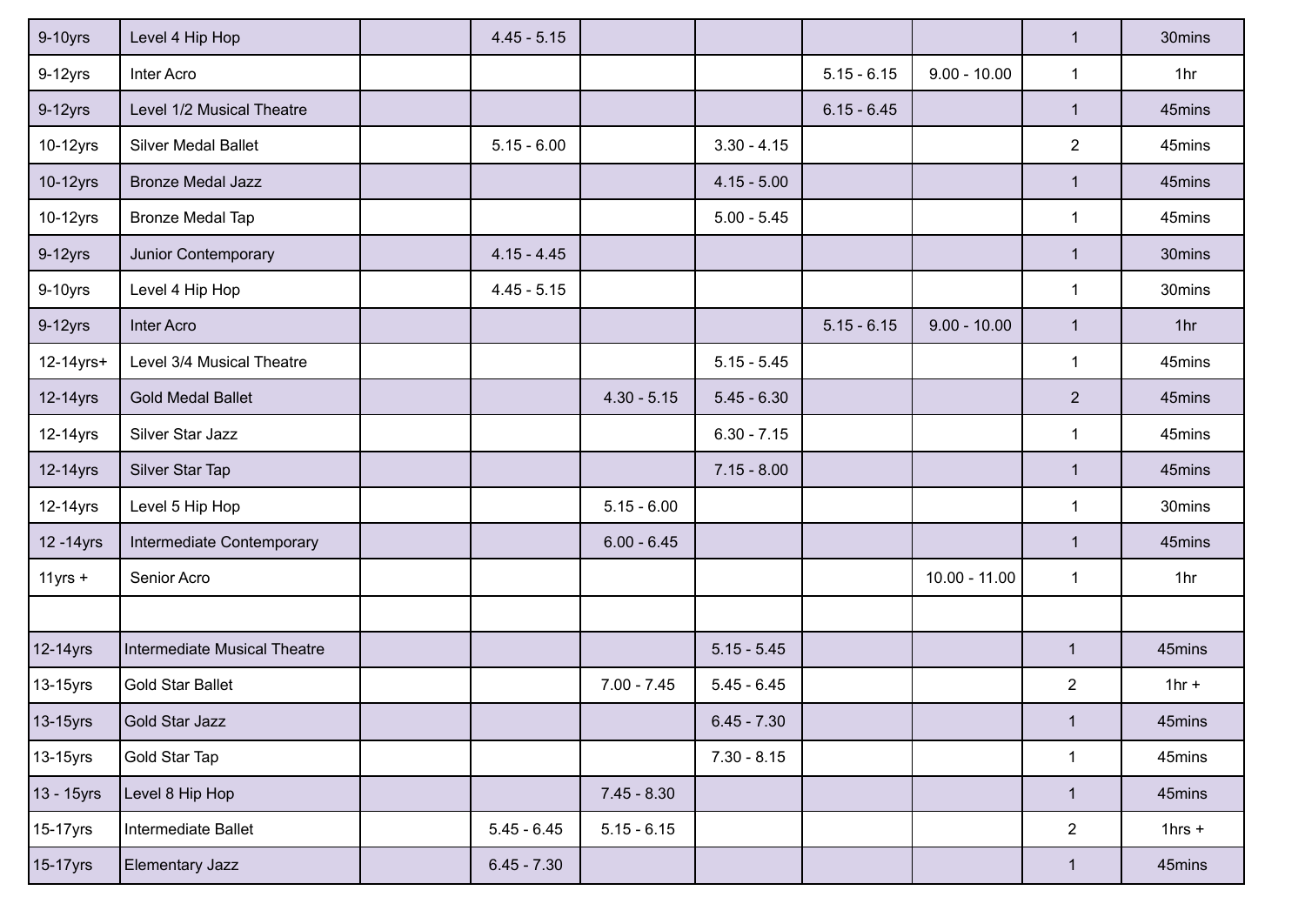| | | | | | | | | | |
|---|---|---|---|---|---|---|---|---|---|
| 9-10yrs | Level 4 Hip Hop | | 4.45 - 5.15 | | | | | 1 | 30mins |
| 9-12yrs | Inter Acro | | | | | 5.15 - 6.15 | 9.00 - 10.00 | 1 | 1hr |
| 9-12yrs | Level 1/2 Musical Theatre | | | | | 6.15 - 6.45 | | 1 | 45mins |
| 10-12yrs | Silver Medal Ballet | | 5.15 - 6.00 | | 3.30 - 4.15 | | | 2 | 45mins |
| 10-12yrs | Bronze Medal Jazz | | | | 4.15 - 5.00 | | | 1 | 45mins |
| 10-12yrs | Bronze Medal Tap | | | | 5.00 - 5.45 | | | 1 | 45mins |
| 9-12yrs | Junior Contemporary | | 4.15 - 4.45 | | | | | 1 | 30mins |
| 9-10yrs | Level 4 Hip Hop | | 4.45 - 5.15 | | | | | 1 | 30mins |
| 9-12yrs | Inter Acro | | | | | 5.15 - 6.15 | 9.00 - 10.00 | 1 | 1hr |
| 12-14yrs+ | Level 3/4 Musical Theatre | | | | 5.15 - 5.45 | | | 1 | 45mins |
| 12-14yrs | Gold Medal Ballet | | | 4.30 - 5.15 | 5.45 - 6.30 | | | 2 | 45mins |
| 12-14yrs | Silver Star Jazz | | | | 6.30 - 7.15 | | | 1 | 45mins |
| 12-14yrs | Silver Star Tap | | | | 7.15 - 8.00 | | | 1 | 45mins |
| 12-14yrs | Level 5 Hip Hop | | | 5.15 - 6.00 | | | | 1 | 30mins |
| 12 -14yrs | Intermediate Contemporary | | | 6.00 - 6.45 | | | | 1 | 45mins |
| 11yrs + | Senior Acro | | | | | | 10.00 - 11.00 | 1 | 1hr |
| | | | | | | | | | |
| 12-14yrs | Intermediate Musical Theatre | | | | 5.15 - 5.45 | | | 1 | 45mins |
| 13-15yrs | Gold Star Ballet | | | 7.00 - 7.45 | 5.45 - 6.45 | | | 2 | 1hr + |
| 13-15yrs | Gold Star Jazz | | | | 6.45 - 7.30 | | | 1 | 45mins |
| 13-15yrs | Gold Star Tap | | | | 7.30 - 8.15 | | | 1 | 45mins |
| 13 - 15yrs | Level 8 Hip Hop | | | 7.45 - 8.30 | | | | 1 | 45mins |
| 15-17yrs | Intermediate Ballet | | 5.45 - 6.45 | 5.15 - 6.15 | | | | 2 | 1hrs + |
| 15-17yrs | Elementary Jazz | | 6.45 - 7.30 | | | | | 1 | 45mins |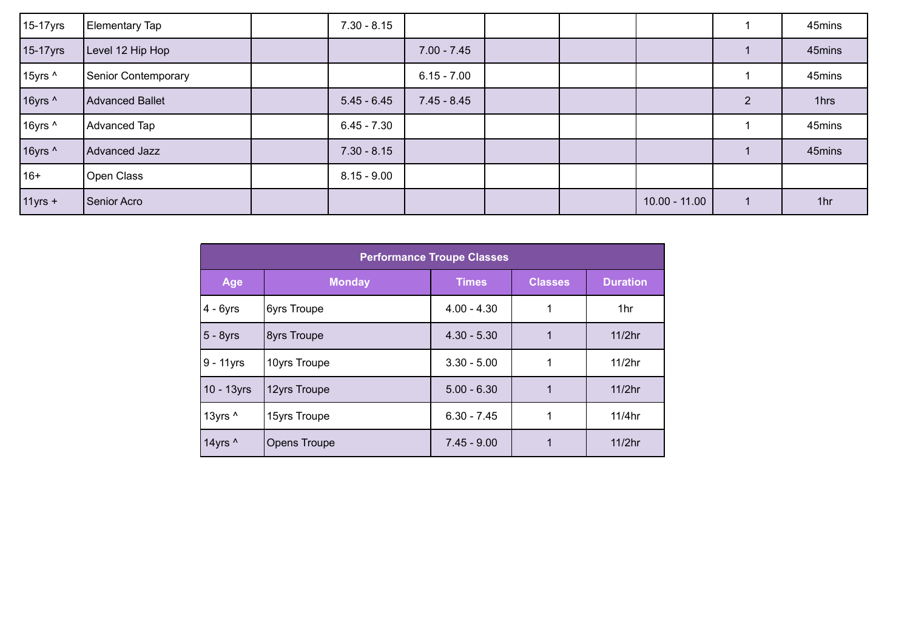| | | | | | | | | | |
|---|---|---|---|---|---|---|---|---|---|
| 15-17yrs | Elementary Tap | | 7.30 - 8.15 | | | | | 1 | 45mins |
| 15-17yrs | Level 12 Hip Hop | | | 7.00 - 7.45 | | | | 1 | 45mins |
| 15yrs ^ | Senior Contemporary | | | 6.15 - 7.00 | | | | 1 | 45mins |
| 16yrs ^ | Advanced Ballet | | 5.45 - 6.45 | 7.45 - 8.45 | | | | 2 | 1hrs |
| 16yrs ^ | Advanced Tap | | 6.45 - 7.30 | | | | | 1 | 45mins |
| 16yrs ^ | Advanced Jazz | | 7.30 - 8.15 | | | | | 1 | 45mins |
| 16+ | Open Class | | 8.15 - 9.00 | | | | | | |
| 11yrs + | Senior Acro | | | | | | 10.00 - 11.00 | 1 | 1hr |

**Performance Troupe Classes**

| Age | Monday | Times | Classes | Duration |
|---|---|---|---|---|
| 4 - 6yrs | 6yrs Troupe | 4.00 - 4.30 | 1 | 1hr |
| 5 - 8yrs | 8yrs Troupe | 4.30 - 5.30 | 1 | 11/2hr |
| 9 - 11yrs | 10yrs Troupe | 3.30 - 5.00 | 1 | 11/2hr |
| 10 - 13yrs | 12yrs Troupe | 5.00 - 6.30 | 1 | 11/2hr |
| 13yrs ^ | 15yrs Troupe | 6.30 - 7.45 | 1 | 11/4hr |
| 14yrs ^ | Opens Troupe | 7.45 - 9.00 | 1 | 11/2hr |